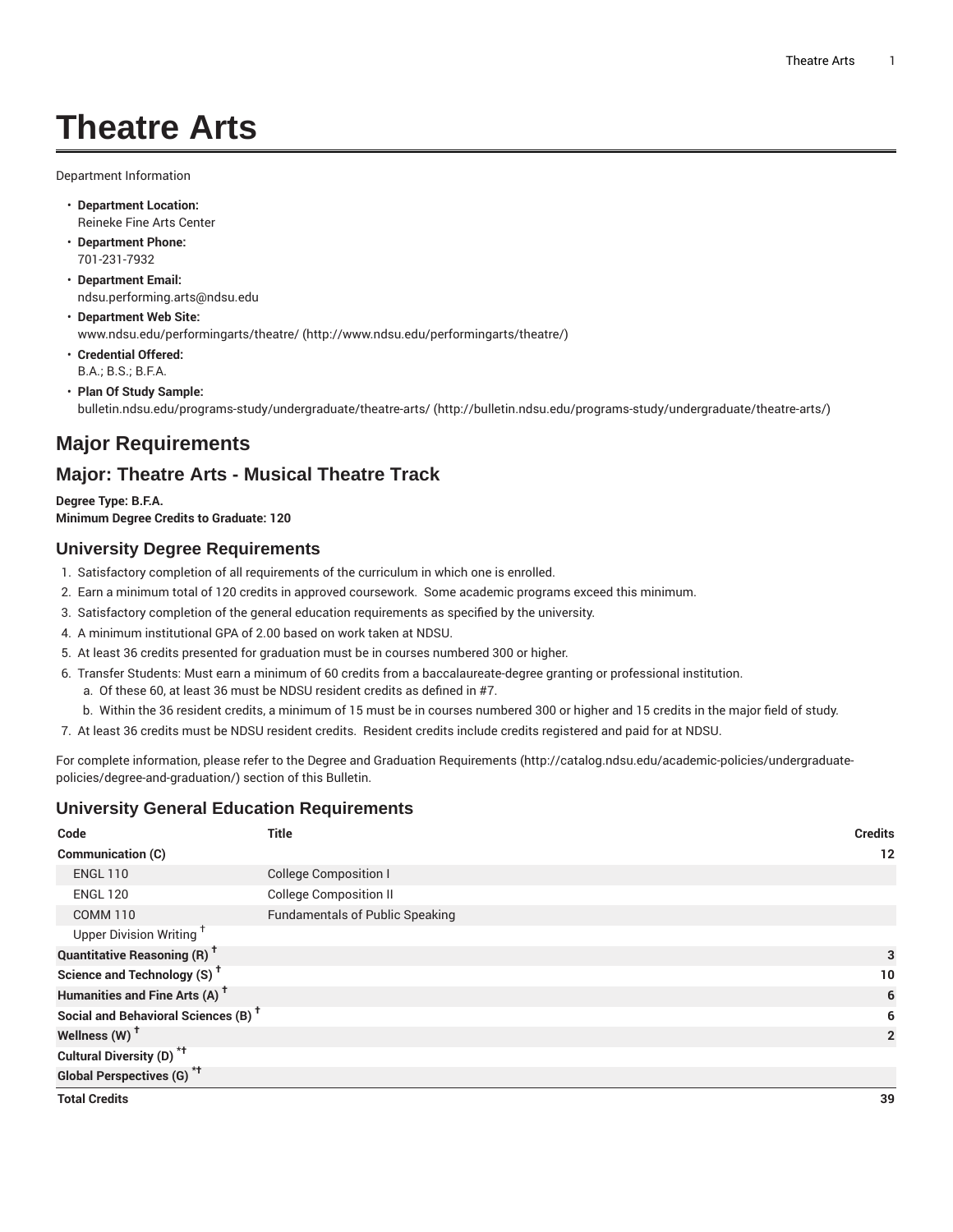# Theatre Arts

Department Information

- **Department Location:**
  Reineke Fine Arts Center
- **Department Phone:**
  701-231-7932
- **Department Email:**
  ndsu.performing.arts@ndsu.edu
- **Department Web Site:**
  www.ndsu.edu/performingarts/theatre/ (http://www.ndsu.edu/performingarts/theatre/)
- **Credential Offered:**
  B.A.; B.S.; B.F.A.
- **Plan Of Study Sample:**
  bulletin.ndsu.edu/programs-study/undergraduate/theatre-arts/ (http://bulletin.ndsu.edu/programs-study/undergraduate/theatre-arts/)

## Major Requirements

## Major: Theatre Arts - Musical Theatre Track

**Degree Type: B.F.A.**
**Minimum Degree Credits to Graduate: 120**

### University Degree Requirements

1. Satisfactory completion of all requirements of the curriculum in which one is enrolled.
2. Earn a minimum total of 120 credits in approved coursework. Some academic programs exceed this minimum.
3. Satisfactory completion of the general education requirements as specified by the university.
4. A minimum institutional GPA of 2.00 based on work taken at NDSU.
5. At least 36 credits presented for graduation must be in courses numbered 300 or higher.
6. Transfer Students: Must earn a minimum of 60 credits from a baccalaureate-degree granting or professional institution.
   a. Of these 60, at least 36 must be NDSU resident credits as defined in #7.
   b. Within the 36 resident credits, a minimum of 15 must be in courses numbered 300 or higher and 15 credits in the major field of study.
7. At least 36 credits must be NDSU resident credits. Resident credits include credits registered and paid for at NDSU.

For complete information, please refer to the Degree and Graduation Requirements (http://catalog.ndsu.edu/academic-policies/undergraduate-policies/degree-and-graduation/) section of this Bulletin.

### University General Education Requirements

| Code | Title | Credits |
|---|---|---|
| **Communication (C)** | | **12** |
| ENGL 110 | College Composition I | |
| ENGL 120 | College Composition II | |
| COMM 110 | Fundamentals of Public Speaking | |
| Upper Division Writing † | | |
| **Quantitative Reasoning (R) †** | | **3** |
| **Science and Technology (S) †** | | **10** |
| **Humanities and Fine Arts (A) †** | | **6** |
| **Social and Behavioral Sciences (B) †** | | **6** |
| **Wellness (W) †** | | **2** |
| **Cultural Diversity (D) *†** | | |
| **Global Perspectives (G) *†** | | |
| **Total Credits** | | **39** |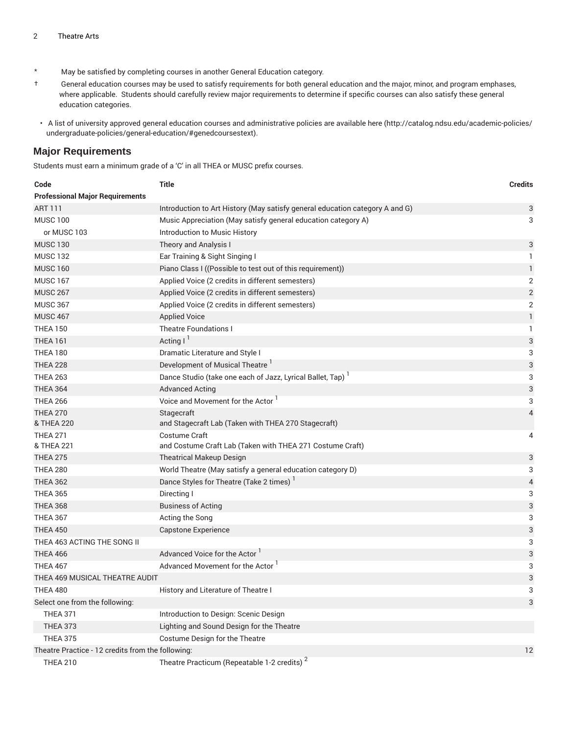\* May be satisfied by completing courses in another General Education category.

† General education courses may be used to satisfy requirements for both general education and the major, minor, and program emphases, where applicable. Students should carefully review major requirements to determine if specific courses can also satisfy these general education categories.

- A list of university approved general education courses and administrative policies are available here (http://catalog.ndsu.edu/academic-policies/undergraduate-policies/general-education/#genedcoursestext).

## Major Requirements

Students must earn a minimum grade of a 'C' in all THEA or MUSC prefix courses.

| Code | Title | Credits |
|---|---|---|
| **Professional Major Requirements** | | |
| ART 111 | Introduction to Art History (May satisfy general education category A and G) | 3 |
| MUSC 100 | Music Appreciation (May satisfy general education category A) | 3 |
| or MUSC 103 | Introduction to Music History | |
| MUSC 130 | Theory and Analysis I | 3 |
| MUSC 132 | Ear Training & Sight Singing I | 1 |
| MUSC 160 | Piano Class I ((Possible to test out of this requirement)) | 1 |
| MUSC 167 | Applied Voice (2 credits in different semesters) | 2 |
| MUSC 267 | Applied Voice (2 credits in different semesters) | 2 |
| MUSC 367 | Applied Voice (2 credits in different semesters) | 2 |
| MUSC 467 | Applied Voice | 1 |
| THEA 150 | Theatre Foundations I | 1 |
| THEA 161 | Acting I [1] | 3 |
| THEA 180 | Dramatic Literature and Style I | 3 |
| THEA 228 | Development of Musical Theatre [1] | 3 |
| THEA 263 | Dance Studio (take one each of Jazz, Lyrical Ballet, Tap) [1] | 3 |
| THEA 364 | Advanced Acting | 3 |
| THEA 266 | Voice and Movement for the Actor [1] | 3 |
| THEA 270 & THEA 220 | Stagecraft and Stagecraft Lab (Taken with THEA 270 Stagecraft) | 4 |
| THEA 271 & THEA 221 | Costume Craft and Costume Craft Lab (Taken with THEA 271 Costume Craft) | 4 |
| THEA 275 | Theatrical Makeup Design | 3 |
| THEA 280 | World Theatre (May satisfy a general education category D) | 3 |
| THEA 362 | Dance Styles for Theatre (Take 2 times) [1] | 4 |
| THEA 365 | Directing I | 3 |
| THEA 368 | Business of Acting | 3 |
| THEA 367 | Acting the Song | 3 |
| THEA 450 | Capstone Experience | 3 |
| THEA 463 ACTING THE SONG II | | 3 |
| THEA 466 | Advanced Voice for the Actor [1] | 3 |
| THEA 467 | Advanced Movement for the Actor [1] | 3 |
| THEA 469 MUSICAL THEATRE AUDIT | | 3 |
| THEA 480 | History and Literature of Theatre I | 3 |
| Select one from the following: | | 3 |
| THEA 371 | Introduction to Design: Scenic Design | |
| THEA 373 | Lighting and Sound Design for the Theatre | |
| THEA 375 | Costume Design for the Theatre | |
| Theatre Practice - 12 credits from the following: | | 12 |
| THEA 210 | Theatre Practicum (Repeatable 1-2 credits) [2] | |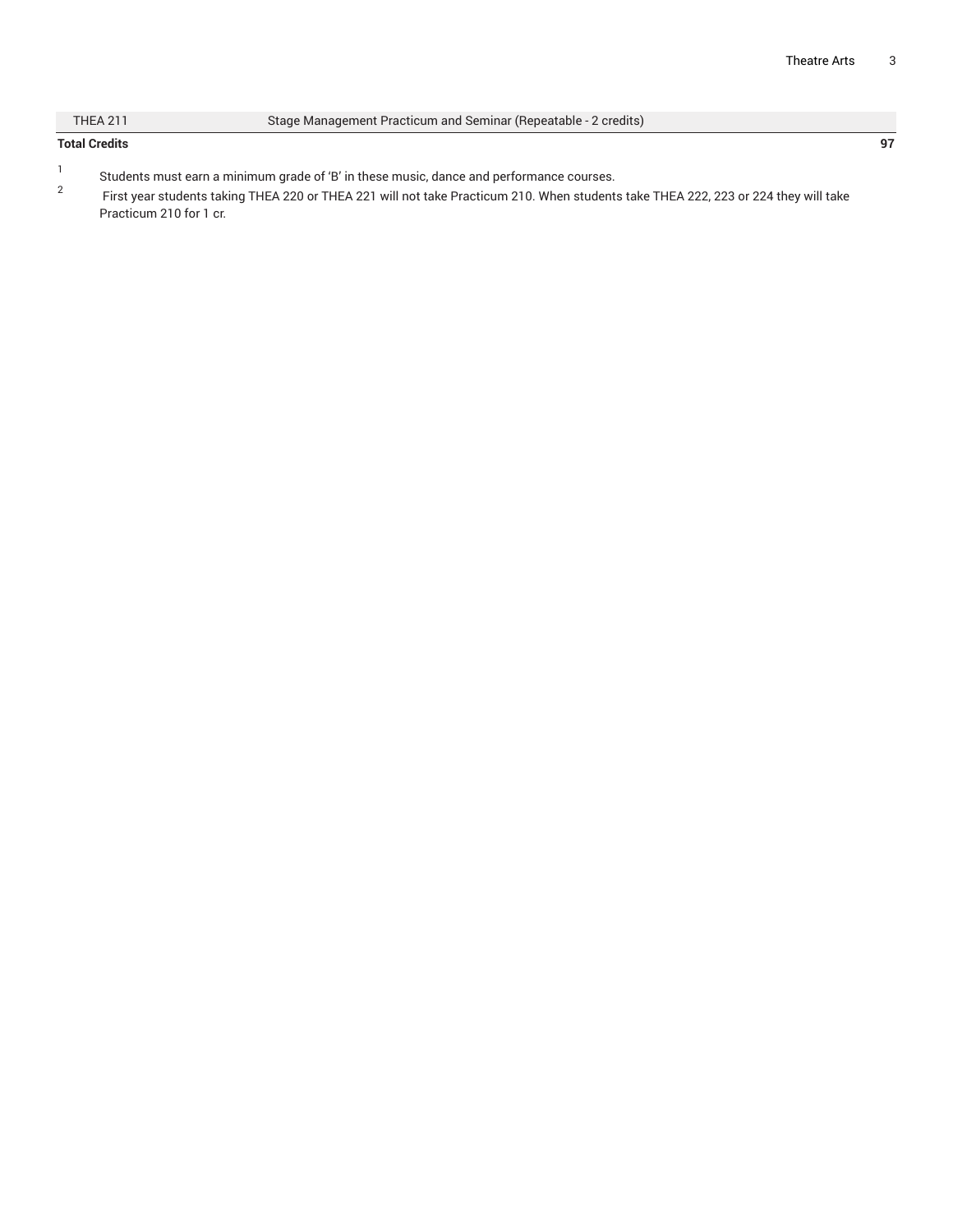| | | |
|---|---|---|
| THEA 211 | Stage Management Practicum and Seminar (Repeatable - 2 credits) | |
| **Total Credits** | | **97** |

[1] Students must earn a minimum grade of 'B' in these music, dance and performance courses.

[2] First year students taking THEA 220 or THEA 221 will not take Practicum 210. When students take THEA 222, 223 or 224 they will take Practicum 210 for 1 cr.